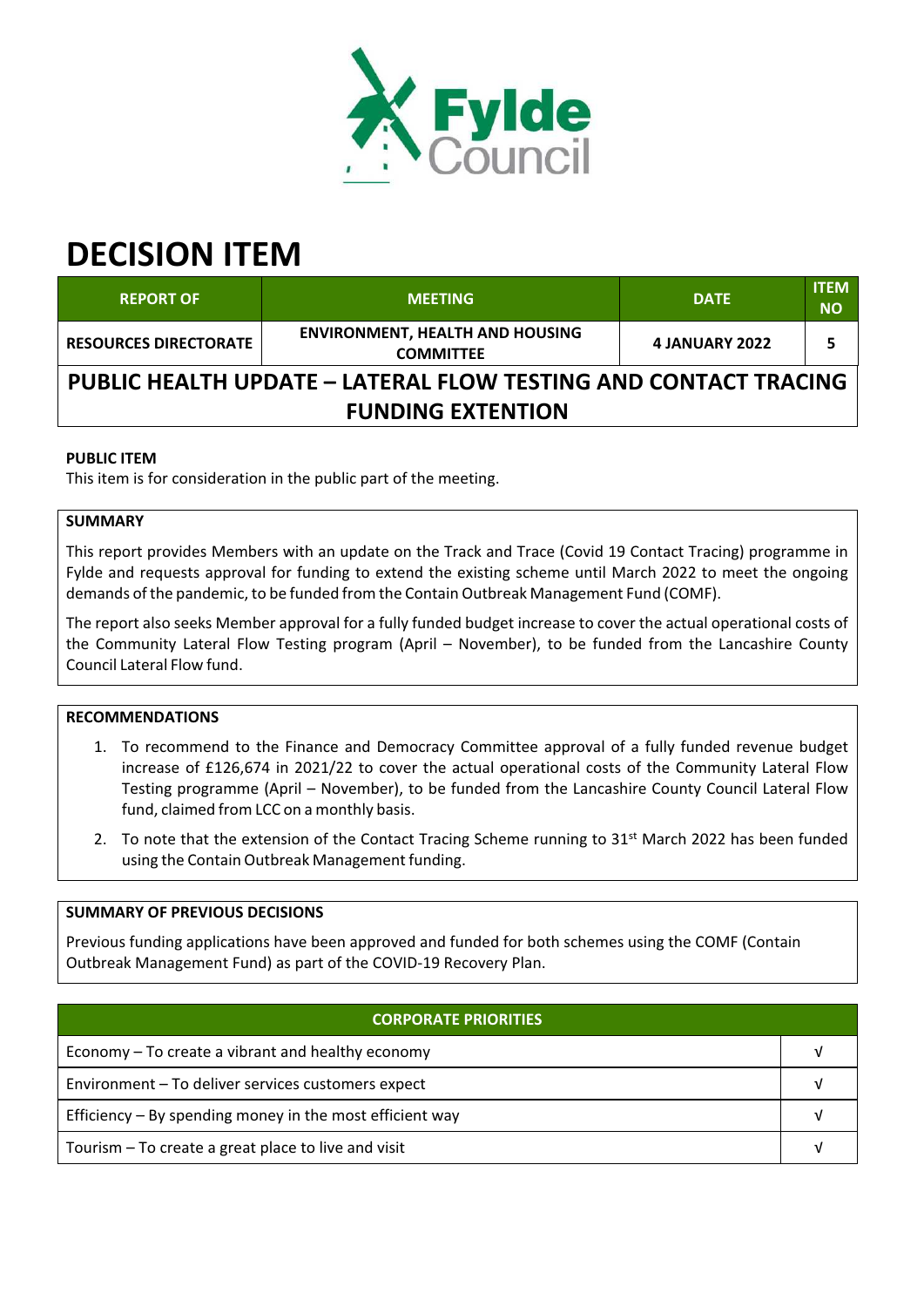# DECISION ITEM

| REPORT OF | MEETING | DATE | ITEM NO |
|---|---|---|---|
| RESOURCES DIRECTORATE | ENVIRONMENT, HEALTH AND HOUSING COMMITTEE | 4 JANUARY 2022 | 5 |

## PUBLIC HEALTH UPDATE – LATERAL FLOW TESTING AND CONTACT TRACING FUNDING EXTENTION

**PUBLIC ITEM**

This item is for consideration in the public part of the meeting.

**SUMMARY**

This report provides Members with an update on the Track and Trace (Covid 19 Contact Tracing) programme in Fylde and requests approval for funding to extend the existing scheme until March 2022 to meet the ongoing demands of the pandemic, to be funded from the Contain Outbreak Management Fund (COMF).

The report also seeks Member approval for a fully funded budget increase to cover the actual operational costs of the Community Lateral Flow Testing program (April – November), to be funded from the Lancashire County Council Lateral Flow fund.

**RECOMMENDATIONS**

1. To recommend to the Finance and Democracy Committee approval of a fully funded revenue budget increase of £126,674 in 2021/22 to cover the actual operational costs of the Community Lateral Flow Testing programme (April – November), to be funded from the Lancashire County Council Lateral Flow fund, claimed from LCC on a monthly basis.
2. To note that the extension of the Contact Tracing Scheme running to 31st March 2022 has been funded using the Contain Outbreak Management funding.

**SUMMARY OF PREVIOUS DECISIONS**

Previous funding applications have been approved and funded for both schemes using the COMF (Contain Outbreak Management Fund) as part of the COVID-19 Recovery Plan.

| CORPORATE PRIORITIES | |
|---|---|
| Economy – To create a vibrant and healthy economy | √ |
| Environment – To deliver services customers expect | √ |
| Efficiency – By spending money in the most efficient way | √ |
| Tourism – To create a great place to live and visit | √ |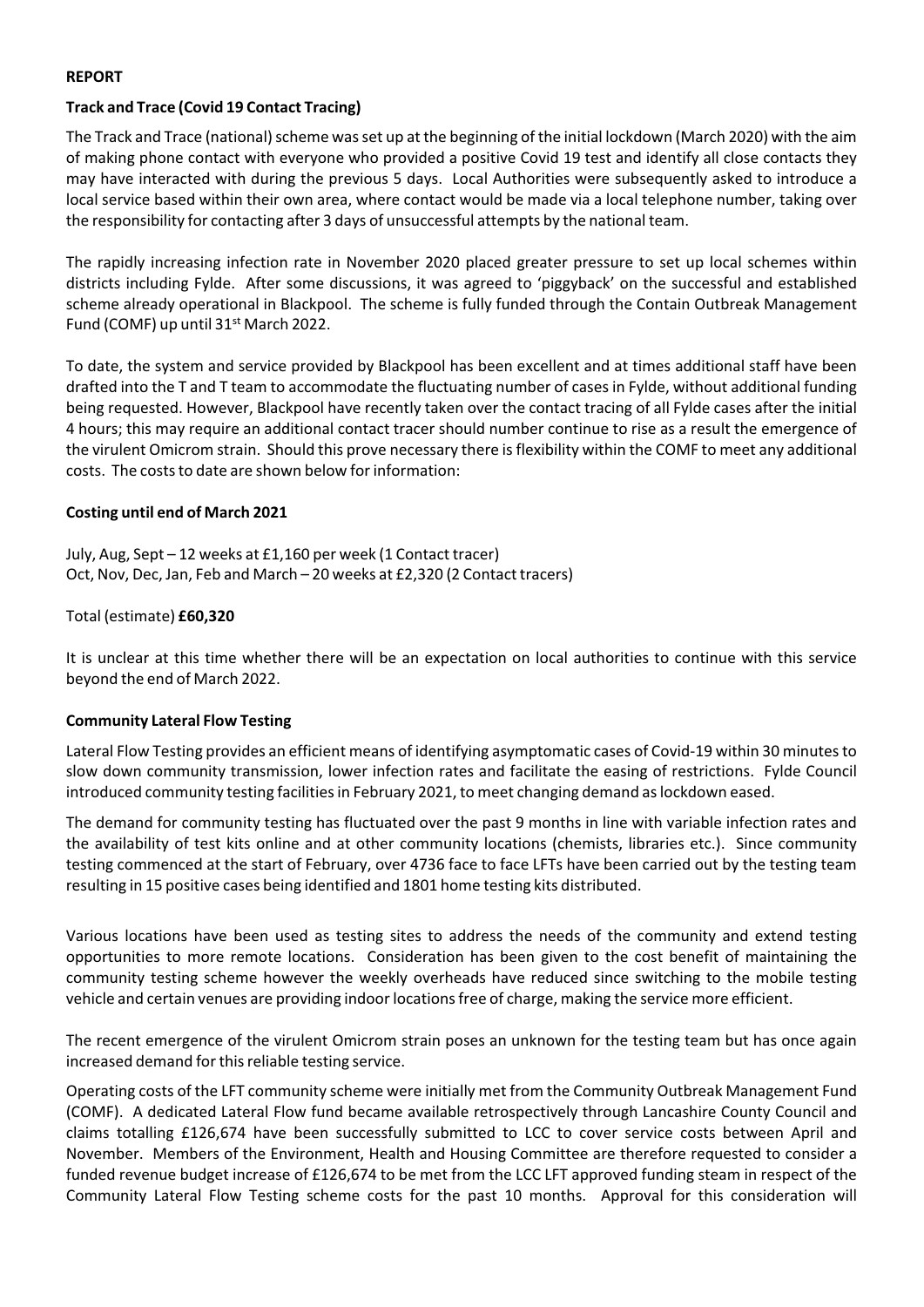**REPORT**

**Track and Trace (Covid 19 Contact Tracing)**

The Track and Trace (national) scheme was set up at the beginning of the initial lockdown (March 2020) with the aim of making phone contact with everyone who provided a positive Covid 19 test and identify all close contacts they may have interacted with during the previous 5 days. Local Authorities were subsequently asked to introduce a local service based within their own area, where contact would be made via a local telephone number, taking over the responsibility for contacting after 3 days of unsuccessful attempts by the national team.

The rapidly increasing infection rate in November 2020 placed greater pressure to set up local schemes within districts including Fylde. After some discussions, it was agreed to 'piggyback' on the successful and established scheme already operational in Blackpool. The scheme is fully funded through the Contain Outbreak Management Fund (COMF) up until 31st March 2022.

To date, the system and service provided by Blackpool has been excellent and at times additional staff have been drafted into the T and T team to accommodate the fluctuating number of cases in Fylde, without additional funding being requested. However, Blackpool have recently taken over the contact tracing of all Fylde cases after the initial 4 hours; this may require an additional contact tracer should number continue to rise as a result the emergence of the virulent Omicrom strain. Should this prove necessary there is flexibility within the COMF to meet any additional costs. The costs to date are shown below for information:

**Costing until end of March 2021**

July, Aug, Sept – 12 weeks at £1,160 per week (1 Contact tracer)
Oct, Nov, Dec, Jan, Feb and March – 20 weeks at £2,320 (2 Contact tracers)

Total (estimate) **£60,320**

It is unclear at this time whether there will be an expectation on local authorities to continue with this service beyond the end of March 2022.

**Community Lateral Flow Testing**

Lateral Flow Testing provides an efficient means of identifying asymptomatic cases of Covid-19 within 30 minutes to slow down community transmission, lower infection rates and facilitate the easing of restrictions. Fylde Council introduced community testing facilities in February 2021, to meet changing demand as lockdown eased.

The demand for community testing has fluctuated over the past 9 months in line with variable infection rates and the availability of test kits online and at other community locations (chemists, libraries etc.). Since community testing commenced at the start of February, over 4736 face to face LFTs have been carried out by the testing team resulting in 15 positive cases being identified and 1801 home testing kits distributed.

Various locations have been used as testing sites to address the needs of the community and extend testing opportunities to more remote locations. Consideration has been given to the cost benefit of maintaining the community testing scheme however the weekly overheads have reduced since switching to the mobile testing vehicle and certain venues are providing indoor locations free of charge, making the service more efficient.

The recent emergence of the virulent Omicrom strain poses an unknown for the testing team but has once again increased demand for this reliable testing service.

Operating costs of the LFT community scheme were initially met from the Community Outbreak Management Fund (COMF). A dedicated Lateral Flow fund became available retrospectively through Lancashire County Council and claims totalling £126,674 have been successfully submitted to LCC to cover service costs between April and November. Members of the Environment, Health and Housing Committee are therefore requested to consider a funded revenue budget increase of £126,674 to be met from the LCC LFT approved funding steam in respect of the Community Lateral Flow Testing scheme costs for the past 10 months. Approval for this consideration will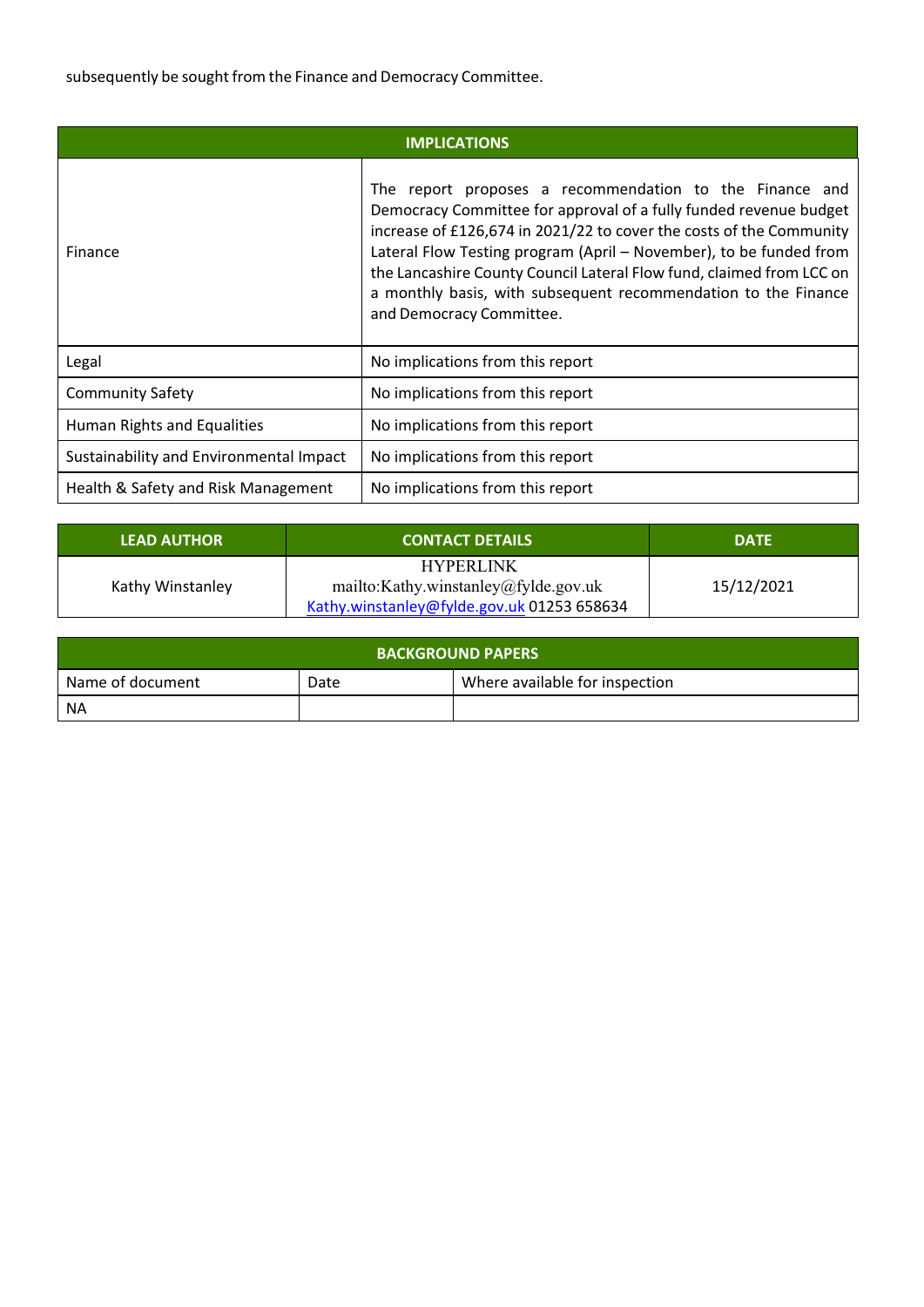subsequently be sought from the Finance and Democracy Committee.

| IMPLICATIONS | |
|---|---|
| Finance | The report proposes a recommendation to the Finance and Democracy Committee for approval of a fully funded revenue budget increase of £126,674 in 2021/22 to cover the costs of the Community Lateral Flow Testing program (April – November), to be funded from the Lancashire County Council Lateral Flow fund, claimed from LCC on a monthly basis, with subsequent recommendation to the Finance and Democracy Committee. |
| Legal | No implications from this report |
| Community Safety | No implications from this report |
| Human Rights and Equalities | No implications from this report |
| Sustainability and Environmental Impact | No implications from this report |
| Health & Safety and Risk Management | No implications from this report |

| LEAD AUTHOR | CONTACT DETAILS | DATE |
|---|---|---|
| Kathy Winstanley | HYPERLINK mailto:Kathy.winstanley@fylde.gov.uk Kathy.winstanley@fylde.gov.uk 01253 658634 | 15/12/2021 |

| BACKGROUND PAPERS | | |
|---|---|---|
| Name of document | Date | Where available for inspection |
| NA | | |